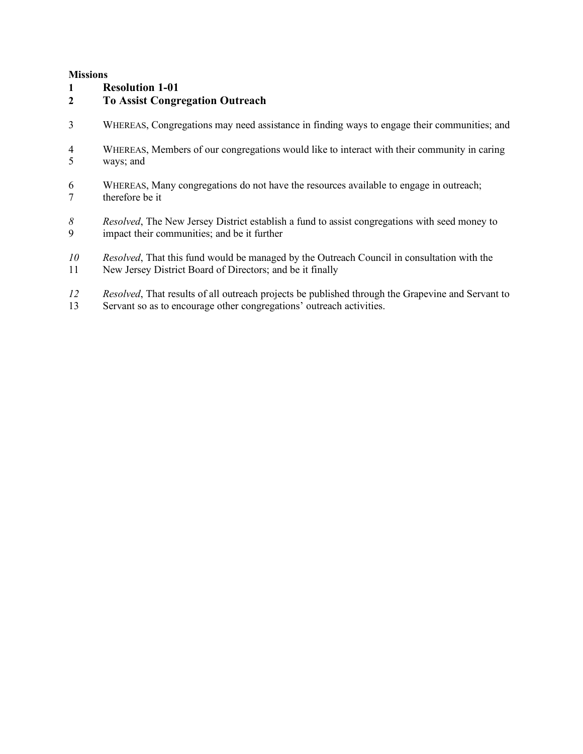**Missions**

## Resolution 1-01
## To Assist Congregation Outreach

WHEREAS, Congregations may need assistance in finding ways to engage their communities; and

WHEREAS, Members of our congregations would like to interact with their community in caring ways; and

WHEREAS, Many congregations do not have the resources available to engage in outreach; therefore be it

*Resolved*, The New Jersey District establish a fund to assist congregations with seed money to impact their communities; and be it further

*Resolved*, That this fund would be managed by the Outreach Council in consultation with the New Jersey District Board of Directors; and be it finally

*Resolved*, That results of all outreach projects be published through the Grapevine and Servant to Servant so as to encourage other congregations' outreach activities.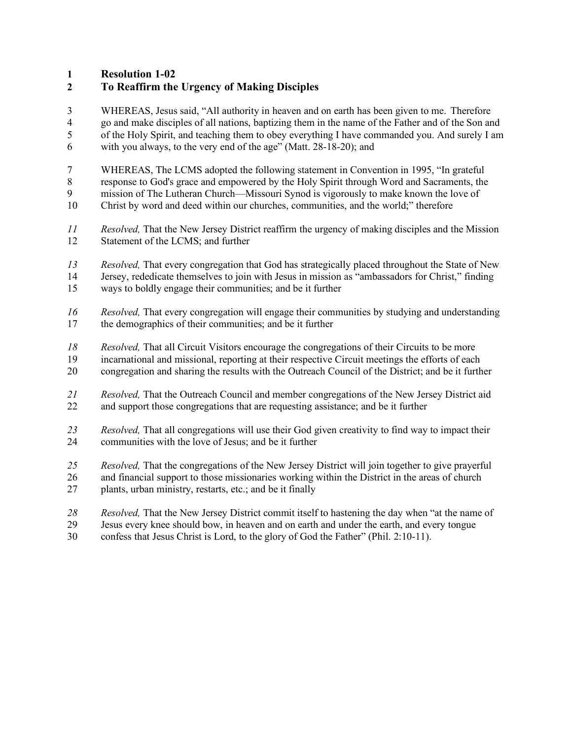**Resolution 1-02**
**To Reaffirm the Urgency of Making Disciples**

WHEREAS, Jesus said, "All authority in heaven and on earth has been given to me. Therefore go and make disciples of all nations, baptizing them in the name of the Father and of the Son and of the Holy Spirit, and teaching them to obey everything I have commanded you. And surely I am with you always, to the very end of the age" (Matt. 28-18-20); and

WHEREAS, The LCMS adopted the following statement in Convention in 1995, "In grateful response to God's grace and empowered by the Holy Spirit through Word and Sacraments, the mission of The Lutheran Church—Missouri Synod is vigorously to make known the love of Christ by word and deed within our churches, communities, and the world;" therefore

*Resolved,* That the New Jersey District reaffirm the urgency of making disciples and the Mission Statement of the LCMS; and further

*Resolved,* That every congregation that God has strategically placed throughout the State of New Jersey, rededicate themselves to join with Jesus in mission as "ambassadors for Christ," finding ways to boldly engage their communities; and be it further

*Resolved,* That every congregation will engage their communities by studying and understanding the demographics of their communities; and be it further

*Resolved,* That all Circuit Visitors encourage the congregations of their Circuits to be more incarnational and missional, reporting at their respective Circuit meetings the efforts of each congregation and sharing the results with the Outreach Council of the District; and be it further

*Resolved,* That the Outreach Council and member congregations of the New Jersey District aid and support those congregations that are requesting assistance; and be it further

*Resolved,* That all congregations will use their God given creativity to find way to impact their communities with the love of Jesus; and be it further

*Resolved,* That the congregations of the New Jersey District will join together to give prayerful and financial support to those missionaries working within the District in the areas of church plants, urban ministry, restarts, etc.; and be it finally

*Resolved,* That the New Jersey District commit itself to hastening the day when "at the name of Jesus every knee should bow, in heaven and on earth and under the earth, and every tongue confess that Jesus Christ is Lord, to the glory of God the Father" (Phil. 2:10-11).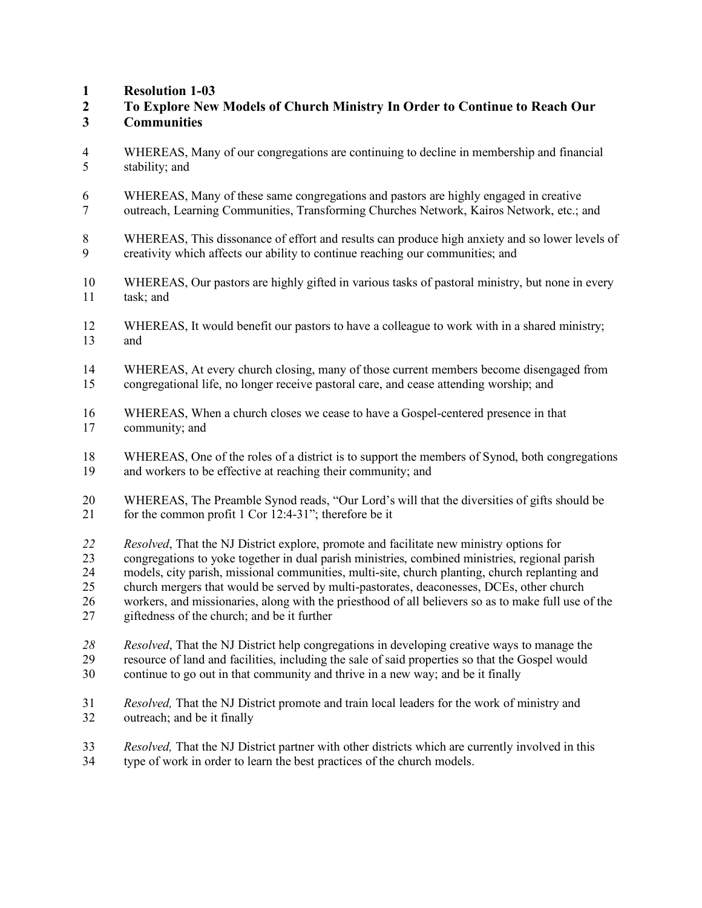**Resolution 1-03**
**To Explore New Models of Church Ministry In Order to Continue to Reach Our Communities**

WHEREAS, Many of our congregations are continuing to decline in membership and financial stability; and

WHEREAS, Many of these same congregations and pastors are highly engaged in creative outreach, Learning Communities, Transforming Churches Network, Kairos Network, etc.; and

WHEREAS, This dissonance of effort and results can produce high anxiety and so lower levels of creativity which affects our ability to continue reaching our communities; and

WHEREAS, Our pastors are highly gifted in various tasks of pastoral ministry, but none in every task; and

WHEREAS, It would benefit our pastors to have a colleague to work with in a shared ministry; and

WHEREAS, At every church closing, many of those current members become disengaged from congregational life, no longer receive pastoral care, and cease attending worship; and

WHEREAS, When a church closes we cease to have a Gospel-centered presence in that community; and

WHEREAS, One of the roles of a district is to support the members of Synod, both congregations and workers to be effective at reaching their community; and

WHEREAS, The Preamble Synod reads, "Our Lord's will that the diversities of gifts should be for the common profit 1 Cor 12:4-31"; therefore be it

*Resolved*, That the NJ District explore, promote and facilitate new ministry options for congregations to yoke together in dual parish ministries, combined ministries, regional parish models, city parish, missional communities, multi-site, church planting, church replanting and church mergers that would be served by multi-pastorates, deaconesses, DCEs, other church workers, and missionaries, along with the priesthood of all believers so as to make full use of the giftedness of the church; and be it further

*Resolved*, That the NJ District help congregations in developing creative ways to manage the resource of land and facilities, including the sale of said properties so that the Gospel would continue to go out in that community and thrive in a new way; and be it finally

*Resolved,* That the NJ District promote and train local leaders for the work of ministry and outreach; and be it finally

*Resolved,* That the NJ District partner with other districts which are currently involved in this type of work in order to learn the best practices of the church models.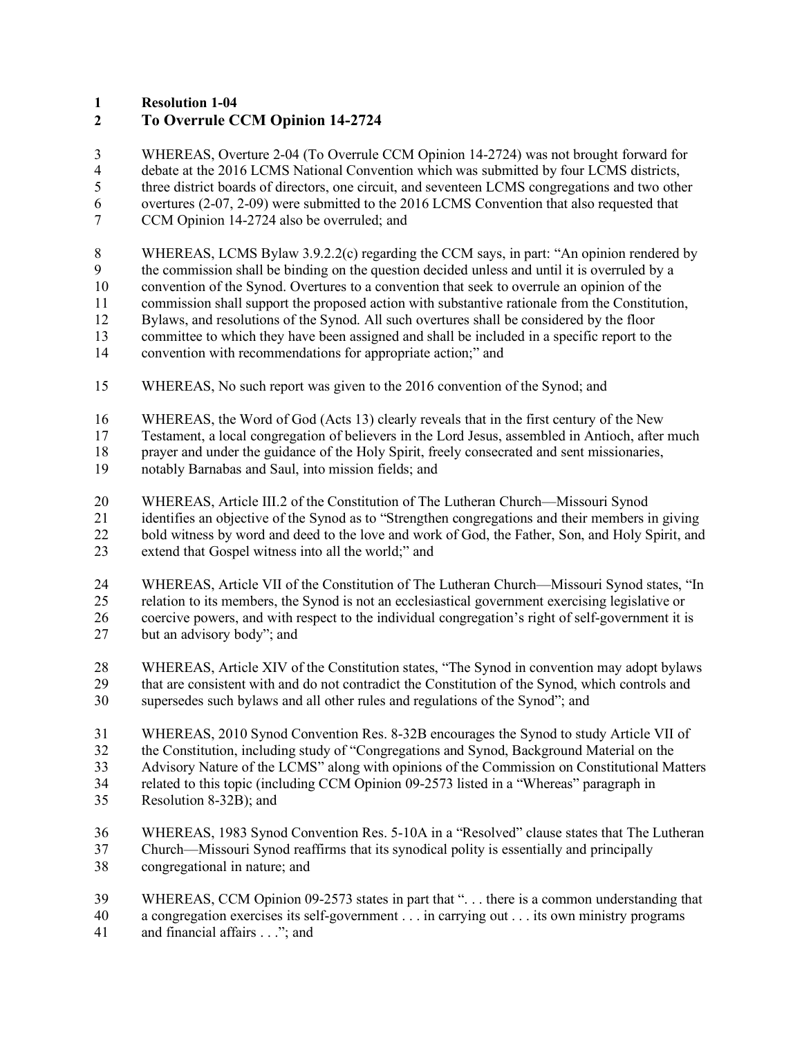**Resolution 1-04**

## To Overrule CCM Opinion 14-2724

WHEREAS, Overture 2-04 (To Overrule CCM Opinion 14-2724) was not brought forward for debate at the 2016 LCMS National Convention which was submitted by four LCMS districts, three district boards of directors, one circuit, and seventeen LCMS congregations and two other overtures (2-07, 2-09) were submitted to the 2016 LCMS Convention that also requested that CCM Opinion 14-2724 also be overruled; and

WHEREAS, LCMS Bylaw 3.9.2.2(c) regarding the CCM says, in part: "An opinion rendered by the commission shall be binding on the question decided unless and until it is overruled by a convention of the Synod. Overtures to a convention that seek to overrule an opinion of the commission shall support the proposed action with substantive rationale from the Constitution, Bylaws, and resolutions of the Synod. All such overtures shall be considered by the floor committee to which they have been assigned and shall be included in a specific report to the convention with recommendations for appropriate action;" and

WHEREAS, No such report was given to the 2016 convention of the Synod; and

WHEREAS, the Word of God (Acts 13) clearly reveals that in the first century of the New Testament, a local congregation of believers in the Lord Jesus, assembled in Antioch, after much prayer and under the guidance of the Holy Spirit, freely consecrated and sent missionaries, notably Barnabas and Saul, into mission fields; and

WHEREAS, Article III.2 of the Constitution of The Lutheran Church—Missouri Synod identifies an objective of the Synod as to "Strengthen congregations and their members in giving bold witness by word and deed to the love and work of God, the Father, Son, and Holy Spirit, and extend that Gospel witness into all the world;" and

WHEREAS, Article VII of the Constitution of The Lutheran Church—Missouri Synod states, "In relation to its members, the Synod is not an ecclesiastical government exercising legislative or coercive powers, and with respect to the individual congregation's right of self-government it is but an advisory body"; and

WHEREAS, Article XIV of the Constitution states, "The Synod in convention may adopt bylaws that are consistent with and do not contradict the Constitution of the Synod, which controls and supersedes such bylaws and all other rules and regulations of the Synod"; and

WHEREAS, 2010 Synod Convention Res. 8-32B encourages the Synod to study Article VII of the Constitution, including study of "Congregations and Synod, Background Material on the Advisory Nature of the LCMS" along with opinions of the Commission on Constitutional Matters related to this topic (including CCM Opinion 09-2573 listed in a "Whereas" paragraph in Resolution 8-32B); and

WHEREAS, 1983 Synod Convention Res. 5-10A in a "Resolved" clause states that The Lutheran Church—Missouri Synod reaffirms that its synodical polity is essentially and principally congregational in nature; and

WHEREAS, CCM Opinion 09-2573 states in part that ". . . there is a common understanding that a congregation exercises its self-government . . . in carrying out . . . its own ministry programs and financial affairs . . ."; and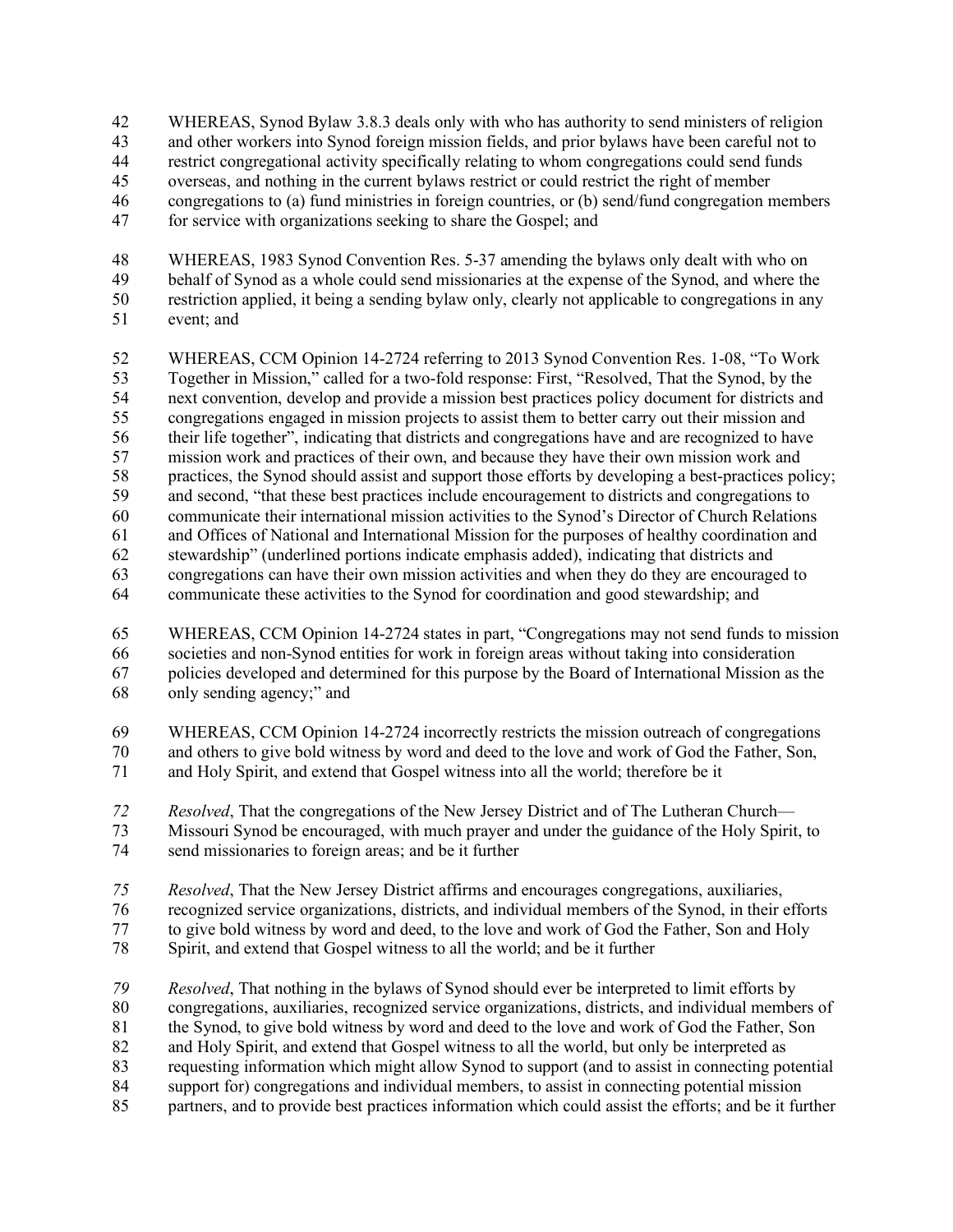WHEREAS, Synod Bylaw 3.8.3 deals only with who has authority to send ministers of religion and other workers into Synod foreign mission fields, and prior bylaws have been careful not to restrict congregational activity specifically relating to whom congregations could send funds overseas, and nothing in the current bylaws restrict or could restrict the right of member congregations to (a) fund ministries in foreign countries, or (b) send/fund congregation members for service with organizations seeking to share the Gospel; and

WHEREAS, 1983 Synod Convention Res. 5-37 amending the bylaws only dealt with who on behalf of Synod as a whole could send missionaries at the expense of the Synod, and where the restriction applied, it being a sending bylaw only, clearly not applicable to congregations in any event; and

WHEREAS, CCM Opinion 14-2724 referring to 2013 Synod Convention Res. 1-08, "To Work Together in Mission," called for a two-fold response: First, "Resolved, That the Synod, by the next convention, develop and provide a mission best practices policy document for districts and congregations engaged in mission projects to assist them to better carry out their mission and their life together", indicating that districts and congregations have and are recognized to have mission work and practices of their own, and because they have their own mission work and practices, the Synod should assist and support those efforts by developing a best-practices policy; and second, "that these best practices include encouragement to districts and congregations to communicate their international mission activities to the Synod's Director of Church Relations and Offices of National and International Mission for the purposes of healthy coordination and stewardship" (underlined portions indicate emphasis added), indicating that districts and congregations can have their own mission activities and when they do they are encouraged to communicate these activities to the Synod for coordination and good stewardship; and

WHEREAS, CCM Opinion 14-2724 states in part, "Congregations may not send funds to mission societies and non-Synod entities for work in foreign areas without taking into consideration policies developed and determined for this purpose by the Board of International Mission as the only sending agency;" and

WHEREAS, CCM Opinion 14-2724 incorrectly restricts the mission outreach of congregations and others to give bold witness by word and deed to the love and work of God the Father, Son, and Holy Spirit, and extend that Gospel witness into all the world; therefore be it

*Resolved*, That the congregations of the New Jersey District and of The Lutheran Church—Missouri Synod be encouraged, with much prayer and under the guidance of the Holy Spirit, to send missionaries to foreign areas; and be it further

*Resolved*, That the New Jersey District affirms and encourages congregations, auxiliaries, recognized service organizations, districts, and individual members of the Synod, in their efforts to give bold witness by word and deed, to the love and work of God the Father, Son and Holy Spirit, and extend that Gospel witness to all the world; and be it further

*Resolved*, That nothing in the bylaws of Synod should ever be interpreted to limit efforts by congregations, auxiliaries, recognized service organizations, districts, and individual members of the Synod, to give bold witness by word and deed to the love and work of God the Father, Son and Holy Spirit, and extend that Gospel witness to all the world, but only be interpreted as requesting information which might allow Synod to support (and to assist in connecting potential support for) congregations and individual members, to assist in connecting potential mission partners, and to provide best practices information which could assist the efforts; and be it further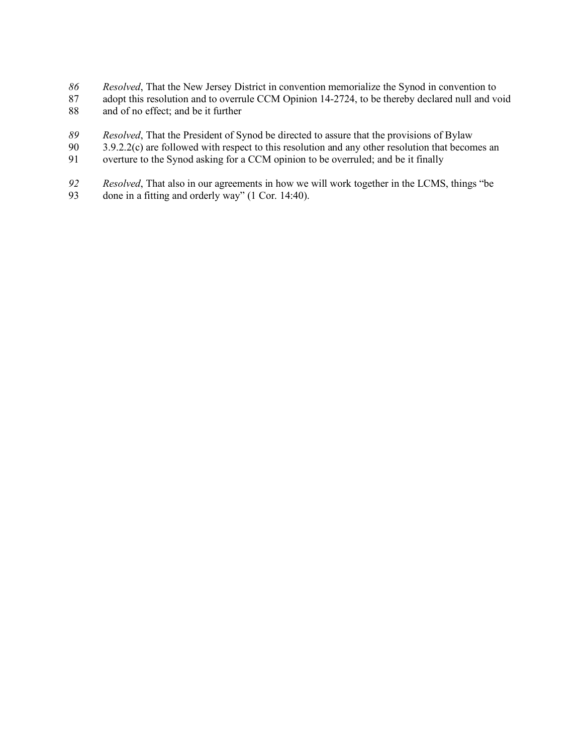*Resolved*, That the New Jersey District in convention memorialize the Synod in convention to adopt this resolution and to overrule CCM Opinion 14-2724, to be thereby declared null and void and of no effect; and be it further

*Resolved*, That the President of Synod be directed to assure that the provisions of Bylaw 3.9.2.2(c) are followed with respect to this resolution and any other resolution that becomes an overture to the Synod asking for a CCM opinion to be overruled; and be it finally

*Resolved*, That also in our agreements in how we will work together in the LCMS, things "be done in a fitting and orderly way" (1 Cor. 14:40).